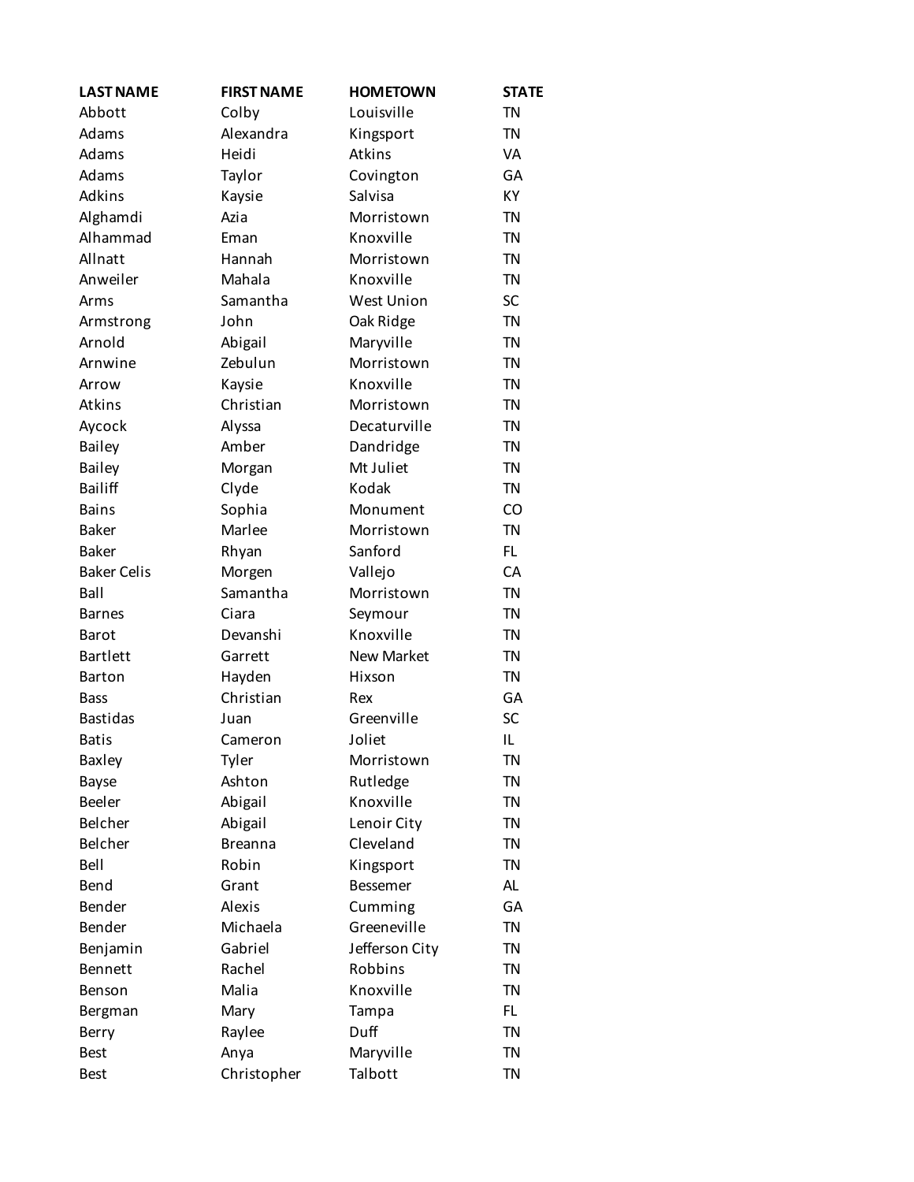| LAST NAME | FIRST NAME | HOMETOWN | STATE |
|---|---|---|---|
| Abbott | Colby | Louisville | TN |
| Adams | Alexandra | Kingsport | TN |
| Adams | Heidi | Atkins | VA |
| Adams | Taylor | Covington | GA |
| Adkins | Kaysie | Salvisa | KY |
| Alghamdi | Azia | Morristown | TN |
| Alhammad | Eman | Knoxville | TN |
| Allnatt | Hannah | Morristown | TN |
| Anweiler | Mahala | Knoxville | TN |
| Arms | Samantha | West Union | SC |
| Armstrong | John | Oak Ridge | TN |
| Arnold | Abigail | Maryville | TN |
| Arnwine | Zebulun | Morristown | TN |
| Arrow | Kaysie | Knoxville | TN |
| Atkins | Christian | Morristown | TN |
| Aycock | Alyssa | Decaturville | TN |
| Bailey | Amber | Dandridge | TN |
| Bailey | Morgan | Mt Juliet | TN |
| Bailiff | Clyde | Kodak | TN |
| Bains | Sophia | Monument | CO |
| Baker | Marlee | Morristown | TN |
| Baker | Rhyan | Sanford | FL |
| Baker Celis | Morgen | Vallejo | CA |
| Ball | Samantha | Morristown | TN |
| Barnes | Ciara | Seymour | TN |
| Barot | Devanshi | Knoxville | TN |
| Bartlett | Garrett | New Market | TN |
| Barton | Hayden | Hixson | TN |
| Bass | Christian | Rex | GA |
| Bastidas | Juan | Greenville | SC |
| Batis | Cameron | Joliet | IL |
| Baxley | Tyler | Morristown | TN |
| Bayse | Ashton | Rutledge | TN |
| Beeler | Abigail | Knoxville | TN |
| Belcher | Abigail | Lenoir City | TN |
| Belcher | Breanna | Cleveland | TN |
| Bell | Robin | Kingsport | TN |
| Bend | Grant | Bessemer | AL |
| Bender | Alexis | Cumming | GA |
| Bender | Michaela | Greeneville | TN |
| Benjamin | Gabriel | Jefferson City | TN |
| Bennett | Rachel | Robbins | TN |
| Benson | Malia | Knoxville | TN |
| Bergman | Mary | Tampa | FL |
| Berry | Raylee | Duff | TN |
| Best | Anya | Maryville | TN |
| Best | Christopher | Talbott | TN |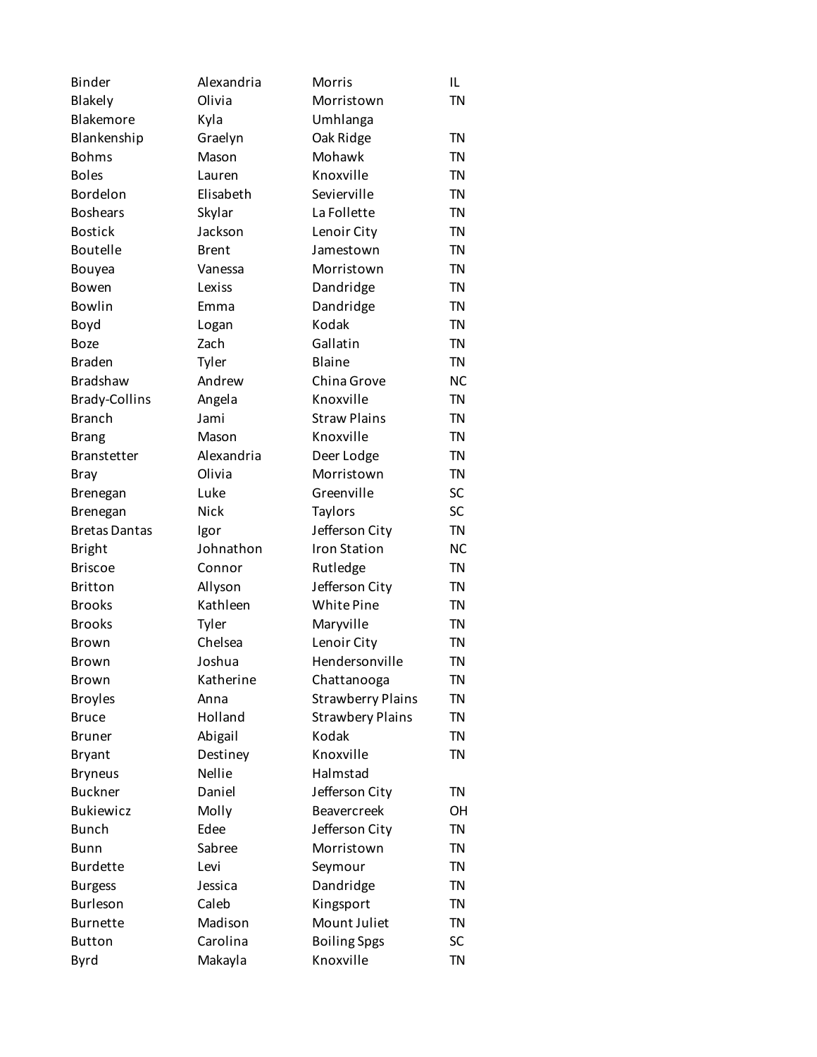| | | | |
|---|---|---|---|
| Binder | Alexandria | Morris | IL |
| Blakely | Olivia | Morristown | TN |
| Blakemore | Kyla | Umhlanga | |
| Blankenship | Graelyn | Oak Ridge | TN |
| Bohms | Mason | Mohawk | TN |
| Boles | Lauren | Knoxville | TN |
| Bordelon | Elisabeth | Sevierville | TN |
| Boshears | Skylar | La Follette | TN |
| Bostick | Jackson | Lenoir City | TN |
| Boutelle | Brent | Jamestown | TN |
| Bouyea | Vanessa | Morristown | TN |
| Bowen | Lexiss | Dandridge | TN |
| Bowlin | Emma | Dandridge | TN |
| Boyd | Logan | Kodak | TN |
| Boze | Zach | Gallatin | TN |
| Braden | Tyler | Blaine | TN |
| Bradshaw | Andrew | China Grove | NC |
| Brady-Collins | Angela | Knoxville | TN |
| Branch | Jami | Straw Plains | TN |
| Brang | Mason | Knoxville | TN |
| Branstetter | Alexandria | Deer Lodge | TN |
| Bray | Olivia | Morristown | TN |
| Brenegan | Luke | Greenville | SC |
| Brenegan | Nick | Taylors | SC |
| Bretas Dantas | Igor | Jefferson City | TN |
| Bright | Johnathon | Iron Station | NC |
| Briscoe | Connor | Rutledge | TN |
| Britton | Allyson | Jefferson City | TN |
| Brooks | Kathleen | White Pine | TN |
| Brooks | Tyler | Maryville | TN |
| Brown | Chelsea | Lenoir City | TN |
| Brown | Joshua | Hendersonville | TN |
| Brown | Katherine | Chattanooga | TN |
| Broyles | Anna | Strawberry Plains | TN |
| Bruce | Holland | Strawbery Plains | TN |
| Bruner | Abigail | Kodak | TN |
| Bryant | Destiney | Knoxville | TN |
| Bryneus | Nellie | Halmstad | |
| Buckner | Daniel | Jefferson City | TN |
| Bukiewicz | Molly | Beavercreek | OH |
| Bunch | Edee | Jefferson City | TN |
| Bunn | Sabree | Morristown | TN |
| Burdette | Levi | Seymour | TN |
| Burgess | Jessica | Dandridge | TN |
| Burleson | Caleb | Kingsport | TN |
| Burnette | Madison | Mount Juliet | TN |
| Button | Carolina | Boiling Spgs | SC |
| Byrd | Makayla | Knoxville | TN |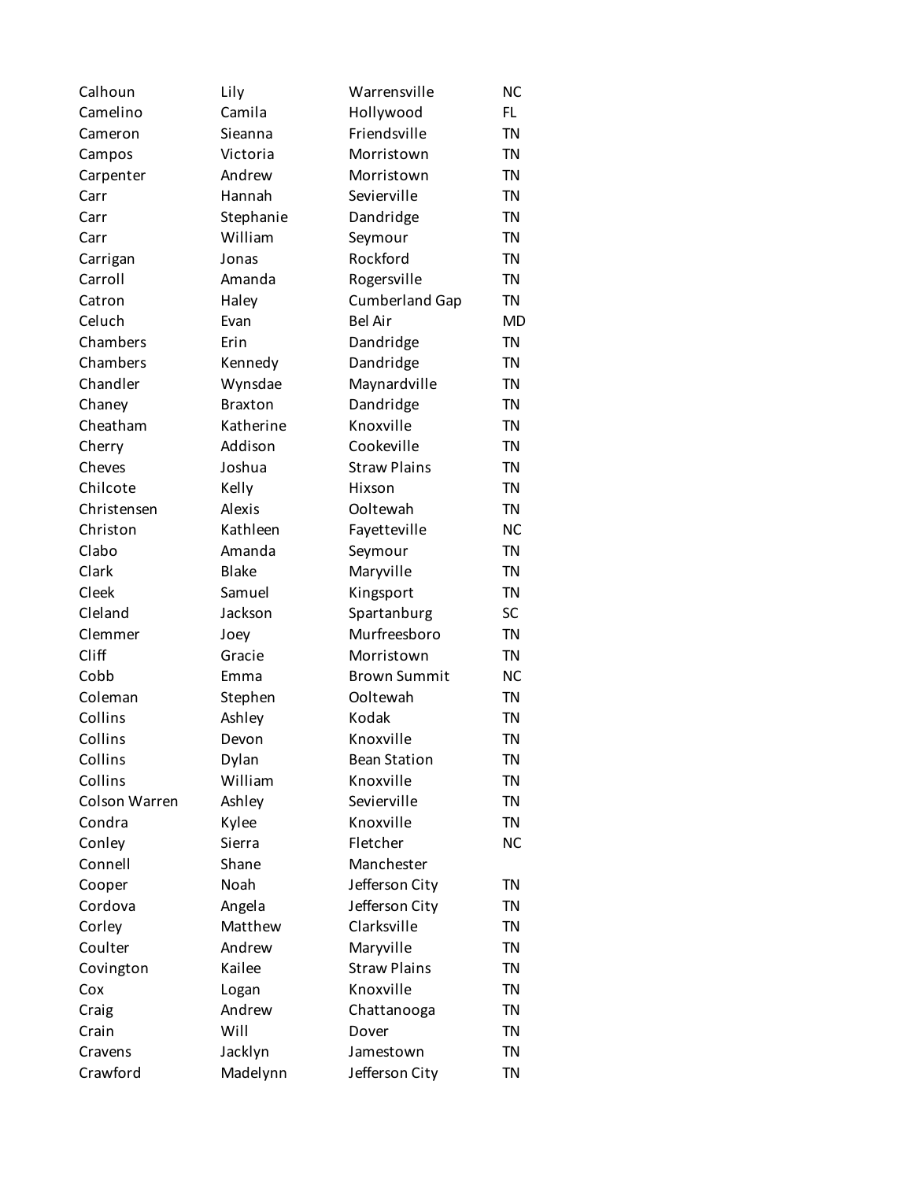| | | | |
|---|---|---|---|
| Calhoun | Lily | Warrensville | NC |
| Camelino | Camila | Hollywood | FL |
| Cameron | Sieanna | Friendsville | TN |
| Campos | Victoria | Morristown | TN |
| Carpenter | Andrew | Morristown | TN |
| Carr | Hannah | Sevierville | TN |
| Carr | Stephanie | Dandridge | TN |
| Carr | William | Seymour | TN |
| Carrigan | Jonas | Rockford | TN |
| Carroll | Amanda | Rogersville | TN |
| Catron | Haley | Cumberland Gap | TN |
| Celuch | Evan | Bel Air | MD |
| Chambers | Erin | Dandridge | TN |
| Chambers | Kennedy | Dandridge | TN |
| Chandler | Wynsdae | Maynardville | TN |
| Chaney | Braxton | Dandridge | TN |
| Cheatham | Katherine | Knoxville | TN |
| Cherry | Addison | Cookeville | TN |
| Cheves | Joshua | Straw Plains | TN |
| Chilcote | Kelly | Hixson | TN |
| Christensen | Alexis | Ooltewah | TN |
| Christon | Kathleen | Fayetteville | NC |
| Clabo | Amanda | Seymour | TN |
| Clark | Blake | Maryville | TN |
| Cleek | Samuel | Kingsport | TN |
| Cleland | Jackson | Spartanburg | SC |
| Clemmer | Joey | Murfreesboro | TN |
| Cliff | Gracie | Morristown | TN |
| Cobb | Emma | Brown Summit | NC |
| Coleman | Stephen | Ooltewah | TN |
| Collins | Ashley | Kodak | TN |
| Collins | Devon | Knoxville | TN |
| Collins | Dylan | Bean Station | TN |
| Collins | William | Knoxville | TN |
| Colson Warren | Ashley | Sevierville | TN |
| Condra | Kylee | Knoxville | TN |
| Conley | Sierra | Fletcher | NC |
| Connell | Shane | Manchester | |
| Cooper | Noah | Jefferson City | TN |
| Cordova | Angela | Jefferson City | TN |
| Corley | Matthew | Clarksville | TN |
| Coulter | Andrew | Maryville | TN |
| Covington | Kailee | Straw Plains | TN |
| Cox | Logan | Knoxville | TN |
| Craig | Andrew | Chattanooga | TN |
| Crain | Will | Dover | TN |
| Cravens | Jacklyn | Jamestown | TN |
| Crawford | Madelynn | Jefferson City | TN |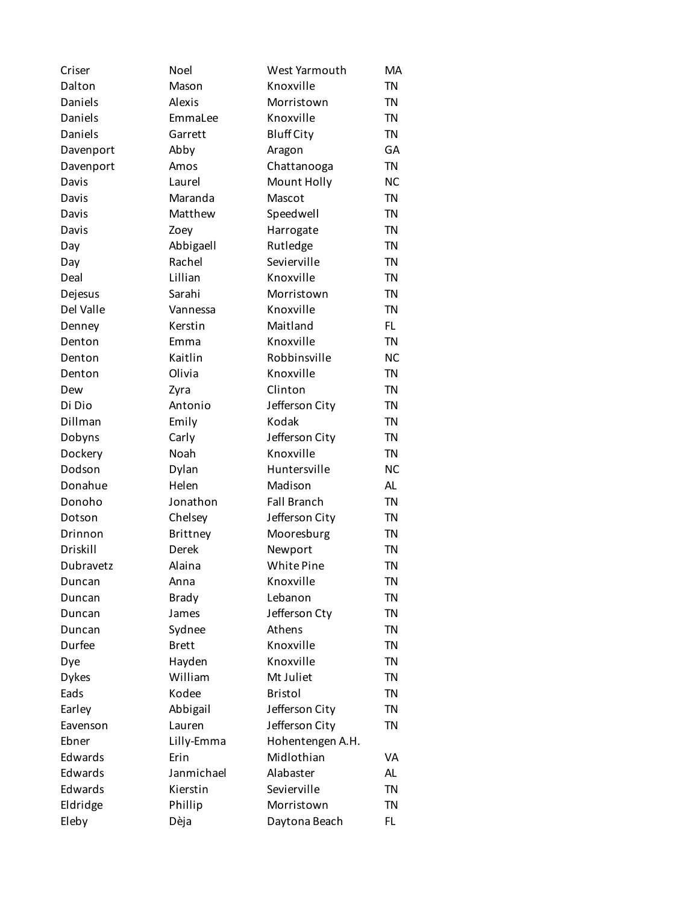| | | | |
|---|---|---|---|
| Criser | Noel | West Yarmouth | MA |
| Dalton | Mason | Knoxville | TN |
| Daniels | Alexis | Morristown | TN |
| Daniels | EmmaLee | Knoxville | TN |
| Daniels | Garrett | Bluff City | TN |
| Davenport | Abby | Aragon | GA |
| Davenport | Amos | Chattanooga | TN |
| Davis | Laurel | Mount Holly | NC |
| Davis | Maranda | Mascot | TN |
| Davis | Matthew | Speedwell | TN |
| Davis | Zoey | Harrogate | TN |
| Day | Abbigaell | Rutledge | TN |
| Day | Rachel | Sevierville | TN |
| Deal | Lillian | Knoxville | TN |
| Dejesus | Sarahi | Morristown | TN |
| Del Valle | Vannessa | Knoxville | TN |
| Denney | Kerstin | Maitland | FL |
| Denton | Emma | Knoxville | TN |
| Denton | Kaitlin | Robbinsville | NC |
| Denton | Olivia | Knoxville | TN |
| Dew | Zyra | Clinton | TN |
| Di Dio | Antonio | Jefferson City | TN |
| Dillman | Emily | Kodak | TN |
| Dobyns | Carly | Jefferson City | TN |
| Dockery | Noah | Knoxville | TN |
| Dodson | Dylan | Huntersville | NC |
| Donahue | Helen | Madison | AL |
| Donoho | Jonathon | Fall Branch | TN |
| Dotson | Chelsey | Jefferson City | TN |
| Drinnon | Brittney | Mooresburg | TN |
| Driskill | Derek | Newport | TN |
| Dubravetz | Alaina | White Pine | TN |
| Duncan | Anna | Knoxville | TN |
| Duncan | Brady | Lebanon | TN |
| Duncan | James | Jefferson Cty | TN |
| Duncan | Sydnee | Athens | TN |
| Durfee | Brett | Knoxville | TN |
| Dye | Hayden | Knoxville | TN |
| Dykes | William | Mt Juliet | TN |
| Eads | Kodee | Bristol | TN |
| Earley | Abbigail | Jefferson City | TN |
| Eavenson | Lauren | Jefferson City | TN |
| Ebner | Lilly-Emma | Hohentengen A.H. | |
| Edwards | Erin | Midlothian | VA |
| Edwards | Janmichael | Alabaster | AL |
| Edwards | Kierstin | Sevierville | TN |
| Eldridge | Phillip | Morristown | TN |
| Eleby | Dèja | Daytona Beach | FL |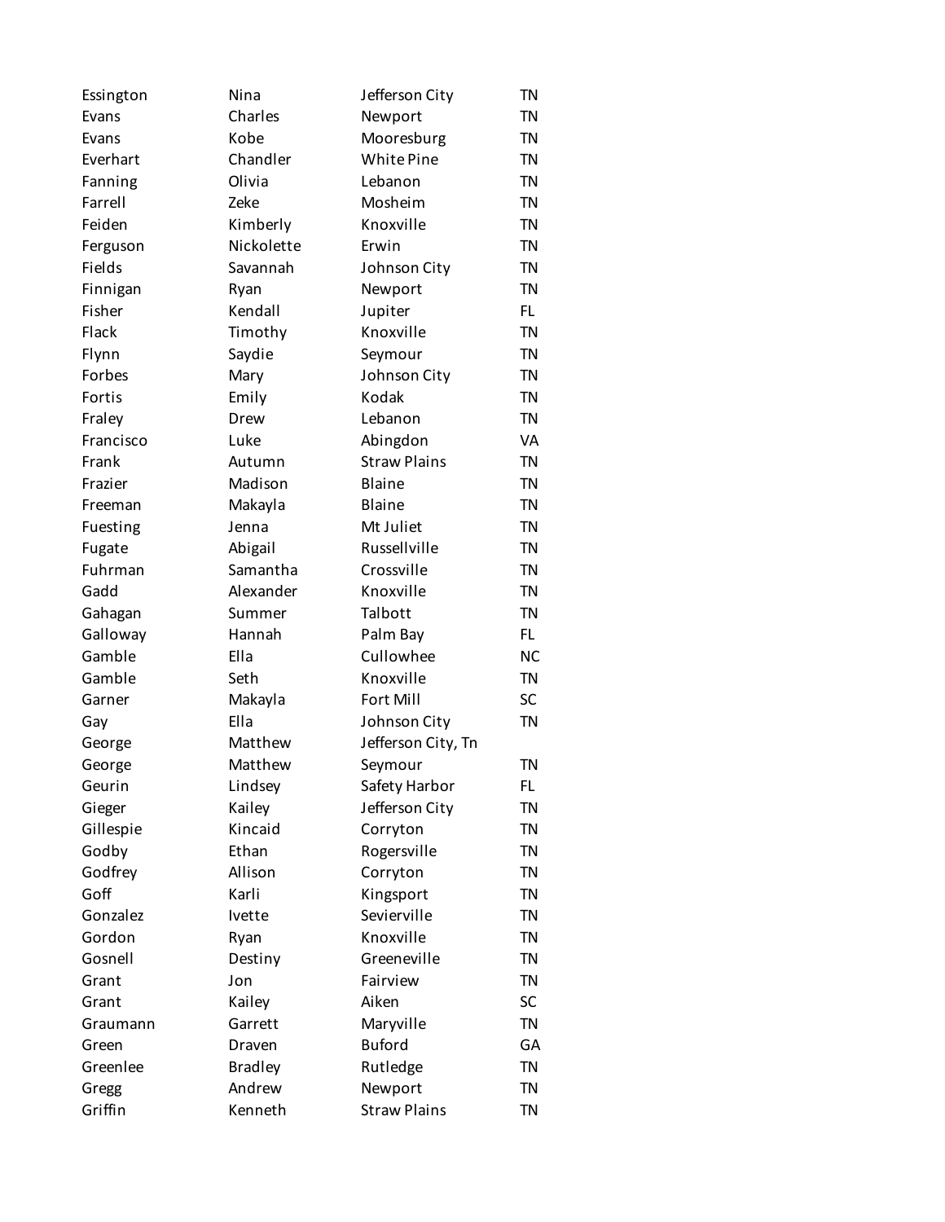| | | | |
|---|---|---|---|
| Essington | Nina | Jefferson City | TN |
| Evans | Charles | Newport | TN |
| Evans | Kobe | Mooresburg | TN |
| Everhart | Chandler | White Pine | TN |
| Fanning | Olivia | Lebanon | TN |
| Farrell | Zeke | Mosheim | TN |
| Feiden | Kimberly | Knoxville | TN |
| Ferguson | Nickolette | Erwin | TN |
| Fields | Savannah | Johnson City | TN |
| Finnigan | Ryan | Newport | TN |
| Fisher | Kendall | Jupiter | FL |
| Flack | Timothy | Knoxville | TN |
| Flynn | Saydie | Seymour | TN |
| Forbes | Mary | Johnson City | TN |
| Fortis | Emily | Kodak | TN |
| Fraley | Drew | Lebanon | TN |
| Francisco | Luke | Abingdon | VA |
| Frank | Autumn | Straw Plains | TN |
| Frazier | Madison | Blaine | TN |
| Freeman | Makayla | Blaine | TN |
| Fuesting | Jenna | Mt Juliet | TN |
| Fugate | Abigail | Russellville | TN |
| Fuhrman | Samantha | Crossville | TN |
| Gadd | Alexander | Knoxville | TN |
| Gahagan | Summer | Talbott | TN |
| Galloway | Hannah | Palm Bay | FL |
| Gamble | Ella | Cullowhee | NC |
| Gamble | Seth | Knoxville | TN |
| Garner | Makayla | Fort Mill | SC |
| Gay | Ella | Johnson City | TN |
| George | Matthew | Jefferson City, Tn | |
| George | Matthew | Seymour | TN |
| Geurin | Lindsey | Safety Harbor | FL |
| Gieger | Kailey | Jefferson City | TN |
| Gillespie | Kincaid | Corryton | TN |
| Godby | Ethan | Rogersville | TN |
| Godfrey | Allison | Corryton | TN |
| Goff | Karli | Kingsport | TN |
| Gonzalez | Ivette | Sevierville | TN |
| Gordon | Ryan | Knoxville | TN |
| Gosnell | Destiny | Greeneville | TN |
| Grant | Jon | Fairview | TN |
| Grant | Kailey | Aiken | SC |
| Graumann | Garrett | Maryville | TN |
| Green | Draven | Buford | GA |
| Greenlee | Bradley | Rutledge | TN |
| Gregg | Andrew | Newport | TN |
| Griffin | Kenneth | Straw Plains | TN |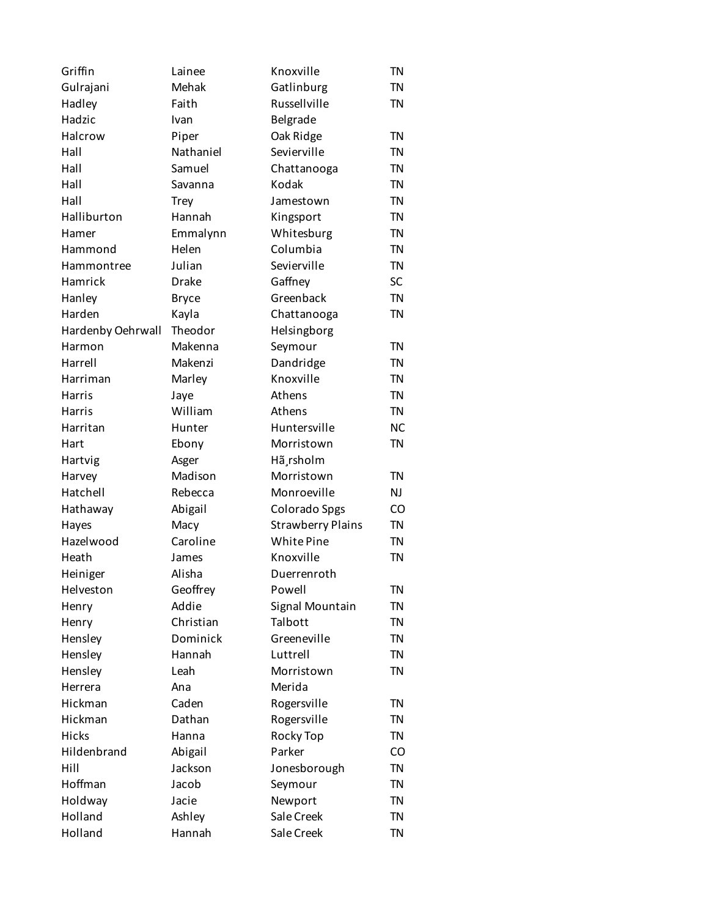| | | | |
|---|---|---|---|
| Griffin | Lainee | Knoxville | TN |
| Gulrajani | Mehak | Gatlinburg | TN |
| Hadley | Faith | Russellville | TN |
| Hadzic | Ivan | Belgrade | |
| Halcrow | Piper | Oak Ridge | TN |
| Hall | Nathaniel | Sevierville | TN |
| Hall | Samuel | Chattanooga | TN |
| Hall | Savanna | Kodak | TN |
| Hall | Trey | Jamestown | TN |
| Halliburton | Hannah | Kingsport | TN |
| Hamer | Emmalynn | Whitesburg | TN |
| Hammond | Helen | Columbia | TN |
| Hammontree | Julian | Sevierville | TN |
| Hamrick | Drake | Gaffney | SC |
| Hanley | Bryce | Greenback | TN |
| Harden | Kayla | Chattanooga | TN |
| Hardenby Oehrwall | Theodor | Helsingborg | |
| Harmon | Makenna | Seymour | TN |
| Harrell | Makenzi | Dandridge | TN |
| Harriman | Marley | Knoxville | TN |
| Harris | Jaye | Athens | TN |
| Harris | William | Athens | TN |
| Harritan | Hunter | Huntersville | NC |
| Hart | Ebony | Morristown | TN |
| Hartvig | Asger | Hã¸rsholm | |
| Harvey | Madison | Morristown | TN |
| Hatchell | Rebecca | Monroeville | NJ |
| Hathaway | Abigail | Colorado Spgs | CO |
| Hayes | Macy | Strawberry Plains | TN |
| Hazelwood | Caroline | White Pine | TN |
| Heath | James | Knoxville | TN |
| Heiniger | Alisha | Duerrenroth | |
| Helveston | Geoffrey | Powell | TN |
| Henry | Addie | Signal Mountain | TN |
| Henry | Christian | Talbott | TN |
| Hensley | Dominick | Greeneville | TN |
| Hensley | Hannah | Luttrell | TN |
| Hensley | Leah | Morristown | TN |
| Herrera | Ana | Merida | |
| Hickman | Caden | Rogersville | TN |
| Hickman | Dathan | Rogersville | TN |
| Hicks | Hanna | Rocky Top | TN |
| Hildenbrand | Abigail | Parker | CO |
| Hill | Jackson | Jonesborough | TN |
| Hoffman | Jacob | Seymour | TN |
| Holdway | Jacie | Newport | TN |
| Holland | Ashley | Sale Creek | TN |
| Holland | Hannah | Sale Creek | TN |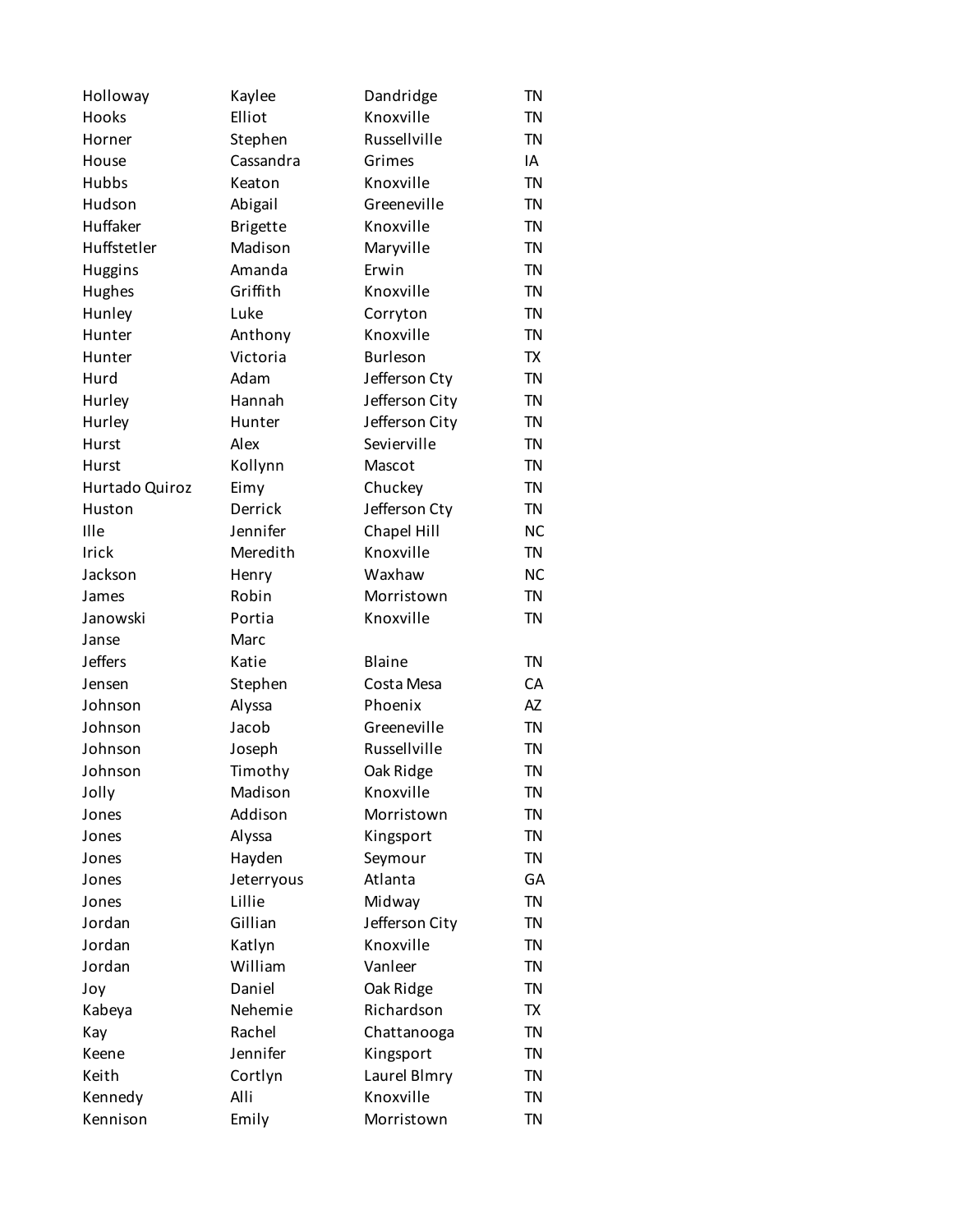| | | | |
|---|---|---|---|
| Holloway | Kaylee | Dandridge | TN |
| Hooks | Elliot | Knoxville | TN |
| Horner | Stephen | Russellville | TN |
| House | Cassandra | Grimes | IA |
| Hubbs | Keaton | Knoxville | TN |
| Hudson | Abigail | Greeneville | TN |
| Huffaker | Brigette | Knoxville | TN |
| Huffstetler | Madison | Maryville | TN |
| Huggins | Amanda | Erwin | TN |
| Hughes | Griffith | Knoxville | TN |
| Hunley | Luke | Corryton | TN |
| Hunter | Anthony | Knoxville | TN |
| Hunter | Victoria | Burleson | TX |
| Hurd | Adam | Jefferson Cty | TN |
| Hurley | Hannah | Jefferson City | TN |
| Hurley | Hunter | Jefferson City | TN |
| Hurst | Alex | Sevierville | TN |
| Hurst | Kollynn | Mascot | TN |
| Hurtado Quiroz | Eimy | Chuckey | TN |
| Huston | Derrick | Jefferson Cty | TN |
| Ille | Jennifer | Chapel Hill | NC |
| Irick | Meredith | Knoxville | TN |
| Jackson | Henry | Waxhaw | NC |
| James | Robin | Morristown | TN |
| Janowski | Portia | Knoxville | TN |
| Janse | Marc | | |
| Jeffers | Katie | Blaine | TN |
| Jensen | Stephen | Costa Mesa | CA |
| Johnson | Alyssa | Phoenix | AZ |
| Johnson | Jacob | Greeneville | TN |
| Johnson | Joseph | Russellville | TN |
| Johnson | Timothy | Oak Ridge | TN |
| Jolly | Madison | Knoxville | TN |
| Jones | Addison | Morristown | TN |
| Jones | Alyssa | Kingsport | TN |
| Jones | Hayden | Seymour | TN |
| Jones | Jeterryous | Atlanta | GA |
| Jones | Lillie | Midway | TN |
| Jordan | Gillian | Jefferson City | TN |
| Jordan | Katlyn | Knoxville | TN |
| Jordan | William | Vanleer | TN |
| Joy | Daniel | Oak Ridge | TN |
| Kabeya | Nehemie | Richardson | TX |
| Kay | Rachel | Chattanooga | TN |
| Keene | Jennifer | Kingsport | TN |
| Keith | Cortlyn | Laurel Blmry | TN |
| Kennedy | Alli | Knoxville | TN |
| Kennison | Emily | Morristown | TN |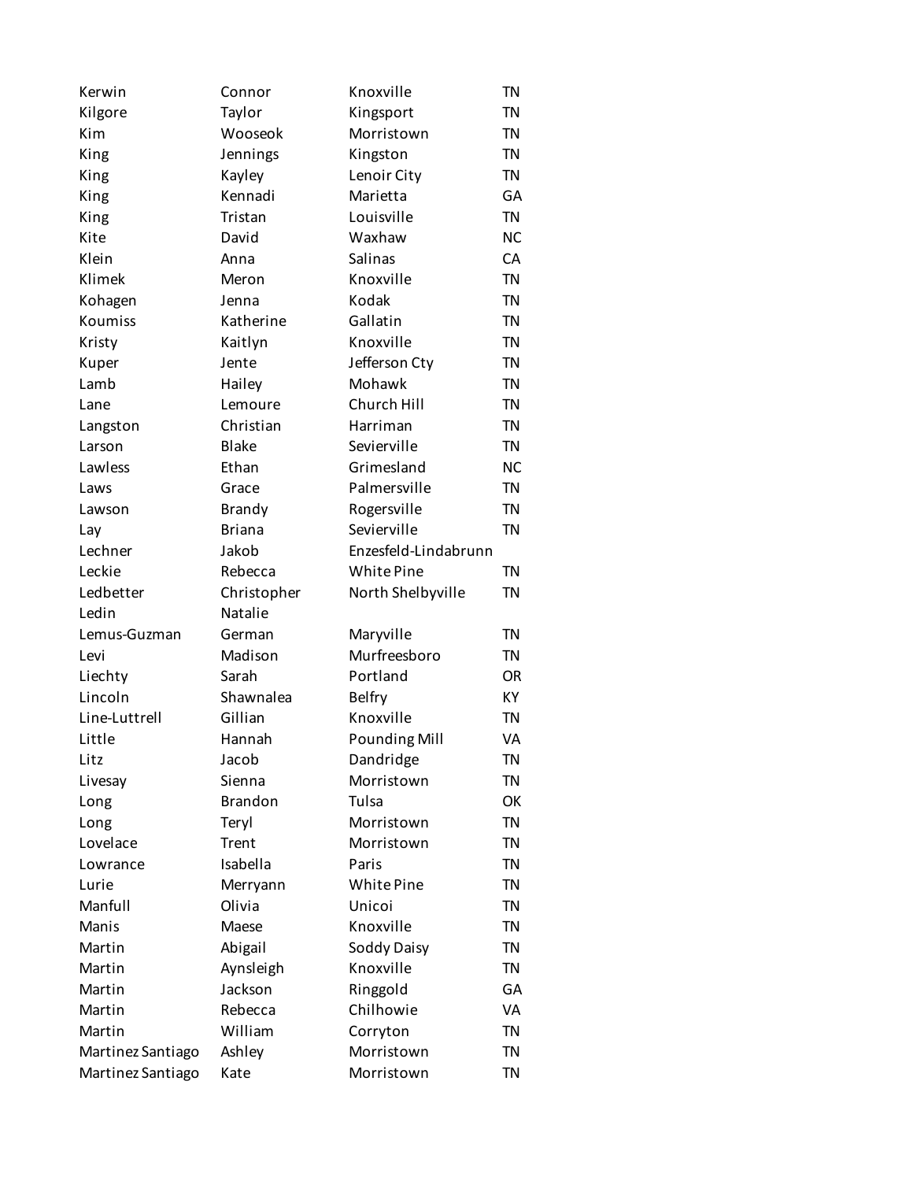| | | | |
|---|---|---|---|
| Kerwin | Connor | Knoxville | TN |
| Kilgore | Taylor | Kingsport | TN |
| Kim | Wooseok | Morristown | TN |
| King | Jennings | Kingston | TN |
| King | Kayley | Lenoir City | TN |
| King | Kennadi | Marietta | GA |
| King | Tristan | Louisville | TN |
| Kite | David | Waxhaw | NC |
| Klein | Anna | Salinas | CA |
| Klimek | Meron | Knoxville | TN |
| Kohagen | Jenna | Kodak | TN |
| Koumiss | Katherine | Gallatin | TN |
| Kristy | Kaitlyn | Knoxville | TN |
| Kuper | Jente | Jefferson Cty | TN |
| Lamb | Hailey | Mohawk | TN |
| Lane | Lemoure | Church Hill | TN |
| Langston | Christian | Harriman | TN |
| Larson | Blake | Sevierville | TN |
| Lawless | Ethan | Grimesland | NC |
| Laws | Grace | Palmersville | TN |
| Lawson | Brandy | Rogersville | TN |
| Lay | Briana | Sevierville | TN |
| Lechner | Jakob | Enzesfeld-Lindabrunn | |
| Leckie | Rebecca | White Pine | TN |
| Ledbetter | Christopher | North Shelbyville | TN |
| Ledin | Natalie | | |
| Lemus-Guzman | German | Maryville | TN |
| Levi | Madison | Murfreesboro | TN |
| Liechty | Sarah | Portland | OR |
| Lincoln | Shawnalea | Belfry | KY |
| Line-Luttrell | Gillian | Knoxville | TN |
| Little | Hannah | Pounding Mill | VA |
| Litz | Jacob | Dandridge | TN |
| Livesay | Sienna | Morristown | TN |
| Long | Brandon | Tulsa | OK |
| Long | Teryl | Morristown | TN |
| Lovelace | Trent | Morristown | TN |
| Lowrance | Isabella | Paris | TN |
| Lurie | Merryann | White Pine | TN |
| Manfull | Olivia | Unicoi | TN |
| Manis | Maese | Knoxville | TN |
| Martin | Abigail | Soddy Daisy | TN |
| Martin | Aynsleigh | Knoxville | TN |
| Martin | Jackson | Ringgold | GA |
| Martin | Rebecca | Chilhowie | VA |
| Martin | William | Corryton | TN |
| Martinez Santiago | Ashley | Morristown | TN |
| Martinez Santiago | Kate | Morristown | TN |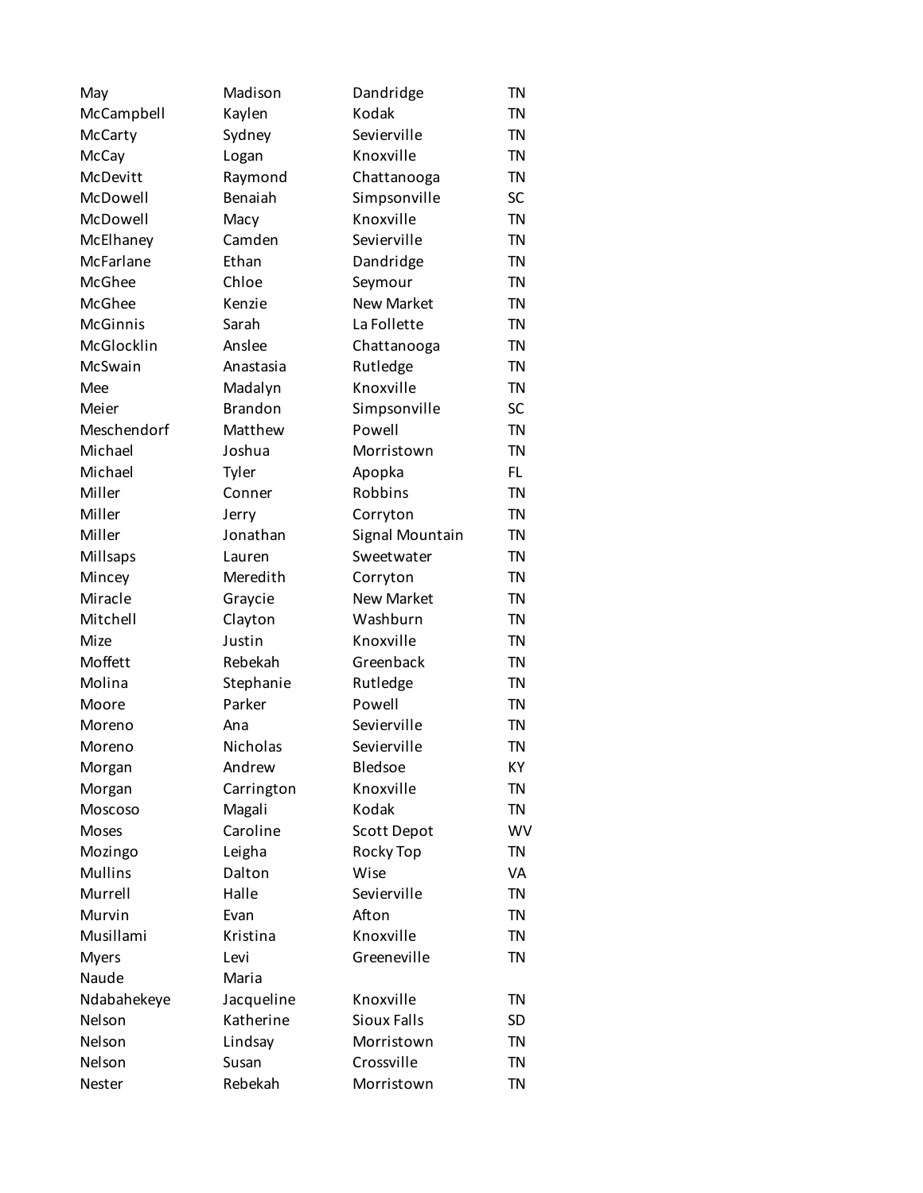| | | | |
|---|---|---|---|
| May | Madison | Dandridge | TN |
| McCampbell | Kaylen | Kodak | TN |
| McCarty | Sydney | Sevierville | TN |
| McCay | Logan | Knoxville | TN |
| McDevitt | Raymond | Chattanooga | TN |
| McDowell | Benaiah | Simpsonville | SC |
| McDowell | Macy | Knoxville | TN |
| McElhaney | Camden | Sevierville | TN |
| McFarlane | Ethan | Dandridge | TN |
| McGhee | Chloe | Seymour | TN |
| McGhee | Kenzie | New Market | TN |
| McGinnis | Sarah | La Follette | TN |
| McGlocklin | Anslee | Chattanooga | TN |
| McSwain | Anastasia | Rutledge | TN |
| Mee | Madalyn | Knoxville | TN |
| Meier | Brandon | Simpsonville | SC |
| Meschendorf | Matthew | Powell | TN |
| Michael | Joshua | Morristown | TN |
| Michael | Tyler | Apopka | FL |
| Miller | Conner | Robbins | TN |
| Miller | Jerry | Corryton | TN |
| Miller | Jonathan | Signal Mountain | TN |
| Millsaps | Lauren | Sweetwater | TN |
| Mincey | Meredith | Corryton | TN |
| Miracle | Graycie | New Market | TN |
| Mitchell | Clayton | Washburn | TN |
| Mize | Justin | Knoxville | TN |
| Moffett | Rebekah | Greenback | TN |
| Molina | Stephanie | Rutledge | TN |
| Moore | Parker | Powell | TN |
| Moreno | Ana | Sevierville | TN |
| Moreno | Nicholas | Sevierville | TN |
| Morgan | Andrew | Bledsoe | KY |
| Morgan | Carrington | Knoxville | TN |
| Moscoso | Magali | Kodak | TN |
| Moses | Caroline | Scott Depot | WV |
| Mozingo | Leigha | Rocky Top | TN |
| Mullins | Dalton | Wise | VA |
| Murrell | Halle | Sevierville | TN |
| Murvin | Evan | Afton | TN |
| Musillami | Kristina | Knoxville | TN |
| Myers | Levi | Greeneville | TN |
| Naude | Maria | | |
| Ndabahekeye | Jacqueline | Knoxville | TN |
| Nelson | Katherine | Sioux Falls | SD |
| Nelson | Lindsay | Morristown | TN |
| Nelson | Susan | Crossville | TN |
| Nester | Rebekah | Morristown | TN |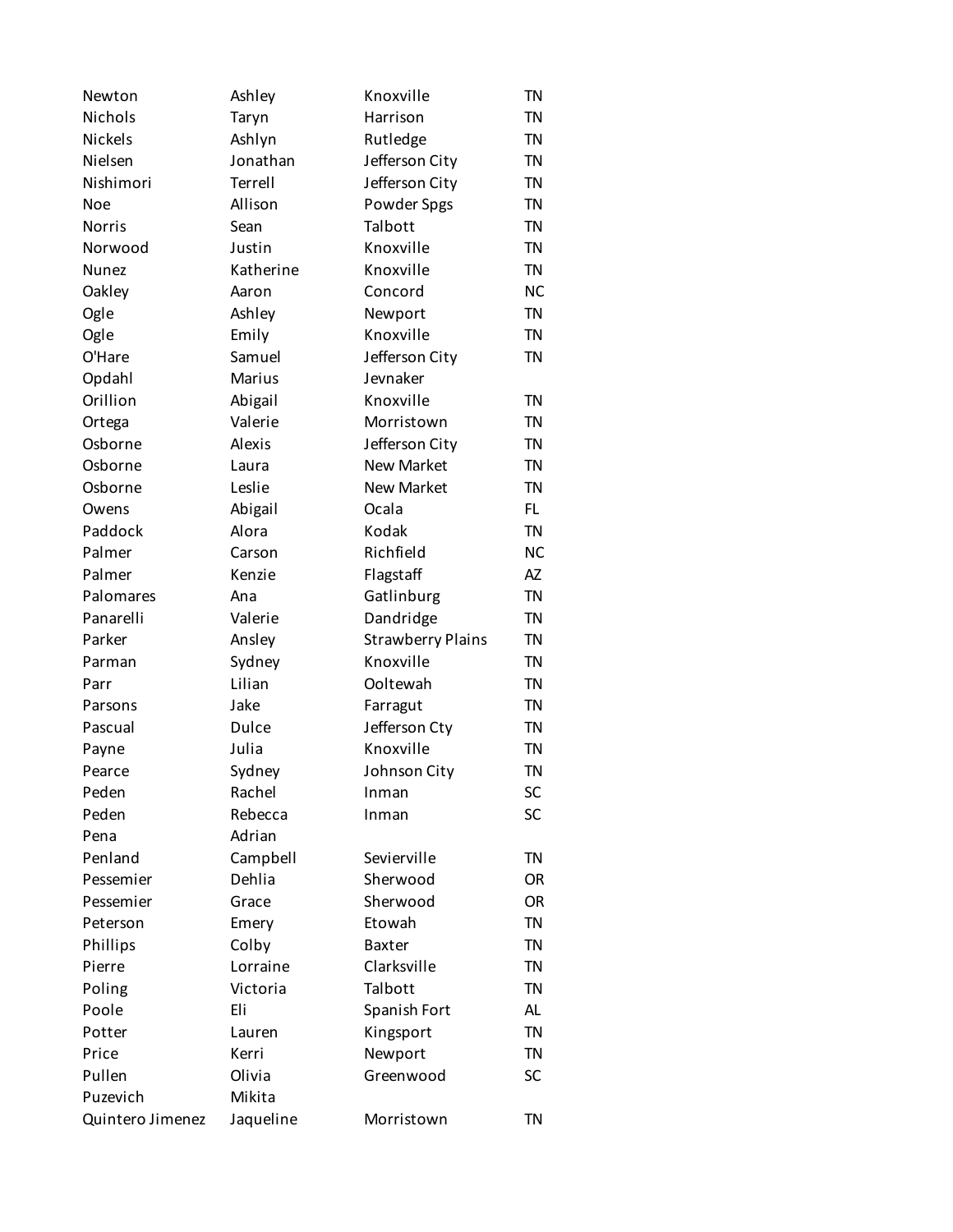| | | | |
|---|---|---|---|
| Newton | Ashley | Knoxville | TN |
| Nichols | Taryn | Harrison | TN |
| Nickels | Ashlyn | Rutledge | TN |
| Nielsen | Jonathan | Jefferson City | TN |
| Nishimori | Terrell | Jefferson City | TN |
| Noe | Allison | Powder Spgs | TN |
| Norris | Sean | Talbott | TN |
| Norwood | Justin | Knoxville | TN |
| Nunez | Katherine | Knoxville | TN |
| Oakley | Aaron | Concord | NC |
| Ogle | Ashley | Newport | TN |
| Ogle | Emily | Knoxville | TN |
| O'Hare | Samuel | Jefferson City | TN |
| Opdahl | Marius | Jevnaker | |
| Orillion | Abigail | Knoxville | TN |
| Ortega | Valerie | Morristown | TN |
| Osborne | Alexis | Jefferson City | TN |
| Osborne | Laura | New Market | TN |
| Osborne | Leslie | New Market | TN |
| Owens | Abigail | Ocala | FL |
| Paddock | Alora | Kodak | TN |
| Palmer | Carson | Richfield | NC |
| Palmer | Kenzie | Flagstaff | AZ |
| Palomares | Ana | Gatlinburg | TN |
| Panarelli | Valerie | Dandridge | TN |
| Parker | Ansley | Strawberry Plains | TN |
| Parman | Sydney | Knoxville | TN |
| Parr | Lilian | Ooltewah | TN |
| Parsons | Jake | Farragut | TN |
| Pascual | Dulce | Jefferson Cty | TN |
| Payne | Julia | Knoxville | TN |
| Pearce | Sydney | Johnson City | TN |
| Peden | Rachel | Inman | SC |
| Peden | Rebecca | Inman | SC |
| Pena | Adrian | | |
| Penland | Campbell | Sevierville | TN |
| Pessemier | Dehlia | Sherwood | OR |
| Pessemier | Grace | Sherwood | OR |
| Peterson | Emery | Etowah | TN |
| Phillips | Colby | Baxter | TN |
| Pierre | Lorraine | Clarksville | TN |
| Poling | Victoria | Talbott | TN |
| Poole | Eli | Spanish Fort | AL |
| Potter | Lauren | Kingsport | TN |
| Price | Kerri | Newport | TN |
| Pullen | Olivia | Greenwood | SC |
| Puzevich | Mikita | | |
| Quintero Jimenez | Jaqueline | Morristown | TN |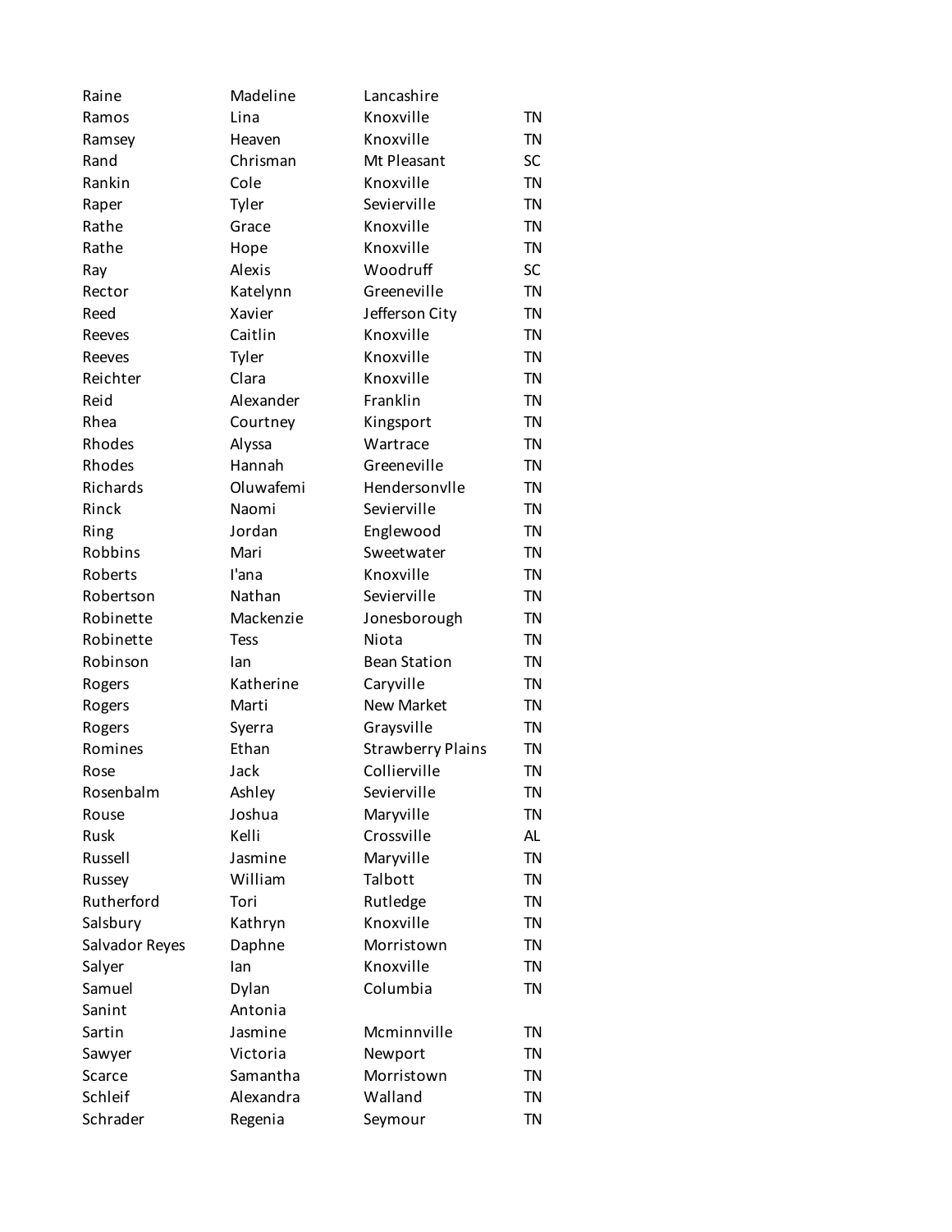| | | | |
|---|---|---|---|
| Raine | Madeline | Lancashire | |
| Ramos | Lina | Knoxville | TN |
| Ramsey | Heaven | Knoxville | TN |
| Rand | Chrisman | Mt Pleasant | SC |
| Rankin | Cole | Knoxville | TN |
| Raper | Tyler | Sevierville | TN |
| Rathe | Grace | Knoxville | TN |
| Rathe | Hope | Knoxville | TN |
| Ray | Alexis | Woodruff | SC |
| Rector | Katelynn | Greeneville | TN |
| Reed | Xavier | Jefferson City | TN |
| Reeves | Caitlin | Knoxville | TN |
| Reeves | Tyler | Knoxville | TN |
| Reichter | Clara | Knoxville | TN |
| Reid | Alexander | Franklin | TN |
| Rhea | Courtney | Kingsport | TN |
| Rhodes | Alyssa | Wartrace | TN |
| Rhodes | Hannah | Greeneville | TN |
| Richards | Oluwafemi | Hendersonvlle | TN |
| Rinck | Naomi | Sevierville | TN |
| Ring | Jordan | Englewood | TN |
| Robbins | Mari | Sweetwater | TN |
| Roberts | I'ana | Knoxville | TN |
| Robertson | Nathan | Sevierville | TN |
| Robinette | Mackenzie | Jonesborough | TN |
| Robinette | Tess | Niota | TN |
| Robinson | Ian | Bean Station | TN |
| Rogers | Katherine | Caryville | TN |
| Rogers | Marti | New Market | TN |
| Rogers | Syerra | Graysville | TN |
| Romines | Ethan | Strawberry Plains | TN |
| Rose | Jack | Collierville | TN |
| Rosenbalm | Ashley | Sevierville | TN |
| Rouse | Joshua | Maryville | TN |
| Rusk | Kelli | Crossville | AL |
| Russell | Jasmine | Maryville | TN |
| Russey | William | Talbott | TN |
| Rutherford | Tori | Rutledge | TN |
| Salsbury | Kathryn | Knoxville | TN |
| Salvador Reyes | Daphne | Morristown | TN |
| Salyer | Ian | Knoxville | TN |
| Samuel | Dylan | Columbia | TN |
| Sanint | Antonia | | |
| Sartin | Jasmine | Mcminnville | TN |
| Sawyer | Victoria | Newport | TN |
| Scarce | Samantha | Morristown | TN |
| Schleif | Alexandra | Walland | TN |
| Schrader | Regenia | Seymour | TN |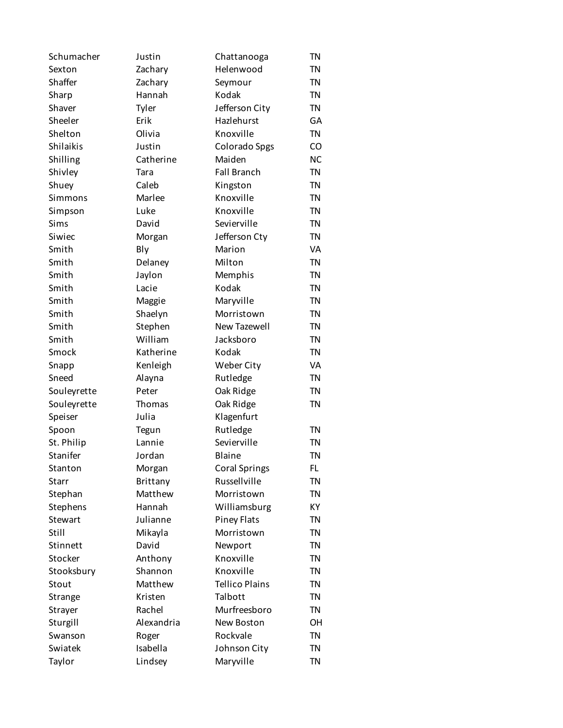| | | | |
|---|---|---|---|
| Schumacher | Justin | Chattanooga | TN |
| Sexton | Zachary | Helenwood | TN |
| Shaffer | Zachary | Seymour | TN |
| Sharp | Hannah | Kodak | TN |
| Shaver | Tyler | Jefferson City | TN |
| Sheeler | Erik | Hazlehurst | GA |
| Shelton | Olivia | Knoxville | TN |
| Shilaikis | Justin | Colorado Spgs | CO |
| Shilling | Catherine | Maiden | NC |
| Shivley | Tara | Fall Branch | TN |
| Shuey | Caleb | Kingston | TN |
| Simmons | Marlee | Knoxville | TN |
| Simpson | Luke | Knoxville | TN |
| Sims | David | Sevierville | TN |
| Siwiec | Morgan | Jefferson Cty | TN |
| Smith | Bly | Marion | VA |
| Smith | Delaney | Milton | TN |
| Smith | Jaylon | Memphis | TN |
| Smith | Lacie | Kodak | TN |
| Smith | Maggie | Maryville | TN |
| Smith | Shaelyn | Morristown | TN |
| Smith | Stephen | New Tazewell | TN |
| Smith | William | Jacksboro | TN |
| Smock | Katherine | Kodak | TN |
| Snapp | Kenleigh | Weber City | VA |
| Sneed | Alayna | Rutledge | TN |
| Souleyrette | Peter | Oak Ridge | TN |
| Souleyrette | Thomas | Oak Ridge | TN |
| Speiser | Julia | Klagenfurt | |
| Spoon | Tegun | Rutledge | TN |
| St. Philip | Lannie | Sevierville | TN |
| Stanifer | Jordan | Blaine | TN |
| Stanton | Morgan | Coral Springs | FL |
| Starr | Brittany | Russellville | TN |
| Stephan | Matthew | Morristown | TN |
| Stephens | Hannah | Williamsburg | KY |
| Stewart | Julianne | Piney Flats | TN |
| Still | Mikayla | Morristown | TN |
| Stinnett | David | Newport | TN |
| Stocker | Anthony | Knoxville | TN |
| Stooksbury | Shannon | Knoxville | TN |
| Stout | Matthew | Tellico Plains | TN |
| Strange | Kristen | Talbott | TN |
| Strayer | Rachel | Murfreesboro | TN |
| Sturgill | Alexandria | New Boston | OH |
| Swanson | Roger | Rockvale | TN |
| Swiatek | Isabella | Johnson City | TN |
| Taylor | Lindsey | Maryville | TN |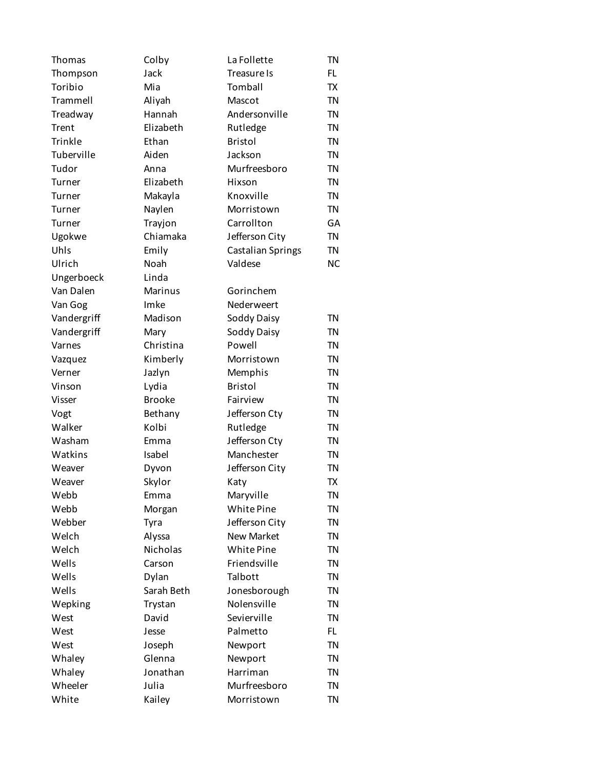| | | | |
|---|---|---|---|
| Thomas | Colby | La Follette | TN |
| Thompson | Jack | Treasure Is | FL |
| Toribio | Mia | Tomball | TX |
| Trammell | Aliyah | Mascot | TN |
| Treadway | Hannah | Andersonville | TN |
| Trent | Elizabeth | Rutledge | TN |
| Trinkle | Ethan | Bristol | TN |
| Tuberville | Aiden | Jackson | TN |
| Tudor | Anna | Murfreesboro | TN |
| Turner | Elizabeth | Hixson | TN |
| Turner | Makayla | Knoxville | TN |
| Turner | Naylen | Morristown | TN |
| Turner | Trayjon | Carrollton | GA |
| Ugokwe | Chiamaka | Jefferson City | TN |
| Uhls | Emily | Castalian Springs | TN |
| Ulrich | Noah | Valdese | NC |
| Ungerboeck | Linda | | |
| Van Dalen | Marinus | Gorinchem | |
| Van Gog | Imke | Nederweert | |
| Vandergriff | Madison | Soddy Daisy | TN |
| Vandergriff | Mary | Soddy Daisy | TN |
| Varnes | Christina | Powell | TN |
| Vazquez | Kimberly | Morristown | TN |
| Verner | Jazlyn | Memphis | TN |
| Vinson | Lydia | Bristol | TN |
| Visser | Brooke | Fairview | TN |
| Vogt | Bethany | Jefferson Cty | TN |
| Walker | Kolbi | Rutledge | TN |
| Washam | Emma | Jefferson Cty | TN |
| Watkins | Isabel | Manchester | TN |
| Weaver | Dyvon | Jefferson City | TN |
| Weaver | Skylor | Katy | TX |
| Webb | Emma | Maryville | TN |
| Webb | Morgan | White Pine | TN |
| Webber | Tyra | Jefferson City | TN |
| Welch | Alyssa | New Market | TN |
| Welch | Nicholas | White Pine | TN |
| Wells | Carson | Friendsville | TN |
| Wells | Dylan | Talbott | TN |
| Wells | Sarah Beth | Jonesborough | TN |
| Wepking | Trystan | Nolensville | TN |
| West | David | Sevierville | TN |
| West | Jesse | Palmetto | FL |
| West | Joseph | Newport | TN |
| Whaley | Glenna | Newport | TN |
| Whaley | Jonathan | Harriman | TN |
| Wheeler | Julia | Murfreesboro | TN |
| White | Kailey | Morristown | TN |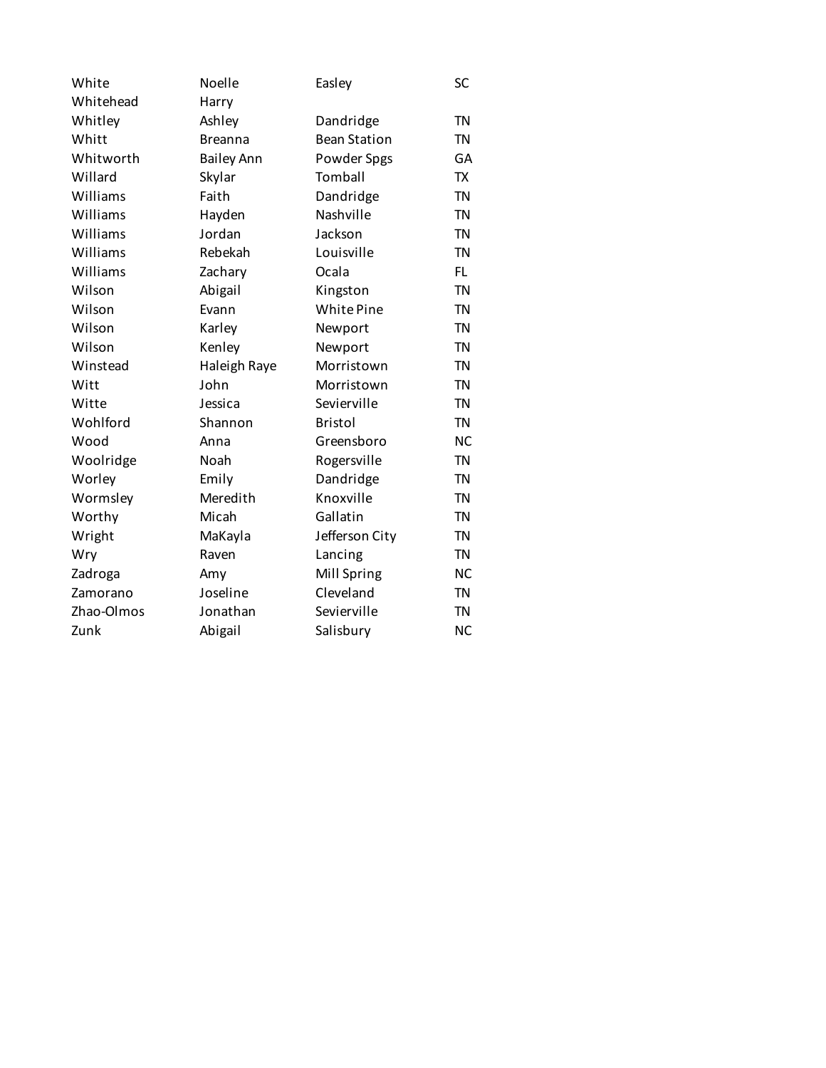| | | | |
|---|---|---|---|
| White | Noelle | Easley | SC |
| Whitehead | Harry | | |
| Whitley | Ashley | Dandridge | TN |
| Whitt | Breanna | Bean Station | TN |
| Whitworth | Bailey Ann | Powder Spgs | GA |
| Willard | Skylar | Tomball | TX |
| Williams | Faith | Dandridge | TN |
| Williams | Hayden | Nashville | TN |
| Williams | Jordan | Jackson | TN |
| Williams | Rebekah | Louisville | TN |
| Williams | Zachary | Ocala | FL |
| Wilson | Abigail | Kingston | TN |
| Wilson | Evann | White Pine | TN |
| Wilson | Karley | Newport | TN |
| Wilson | Kenley | Newport | TN |
| Winstead | Haleigh Raye | Morristown | TN |
| Witt | John | Morristown | TN |
| Witte | Jessica | Sevierville | TN |
| Wohlford | Shannon | Bristol | TN |
| Wood | Anna | Greensboro | NC |
| Woolridge | Noah | Rogersville | TN |
| Worley | Emily | Dandridge | TN |
| Wormsley | Meredith | Knoxville | TN |
| Worthy | Micah | Gallatin | TN |
| Wright | MaKayla | Jefferson City | TN |
| Wry | Raven | Lancing | TN |
| Zadroga | Amy | Mill Spring | NC |
| Zamorano | Joseline | Cleveland | TN |
| Zhao-Olmos | Jonathan | Sevierville | TN |
| Zunk | Abigail | Salisbury | NC |